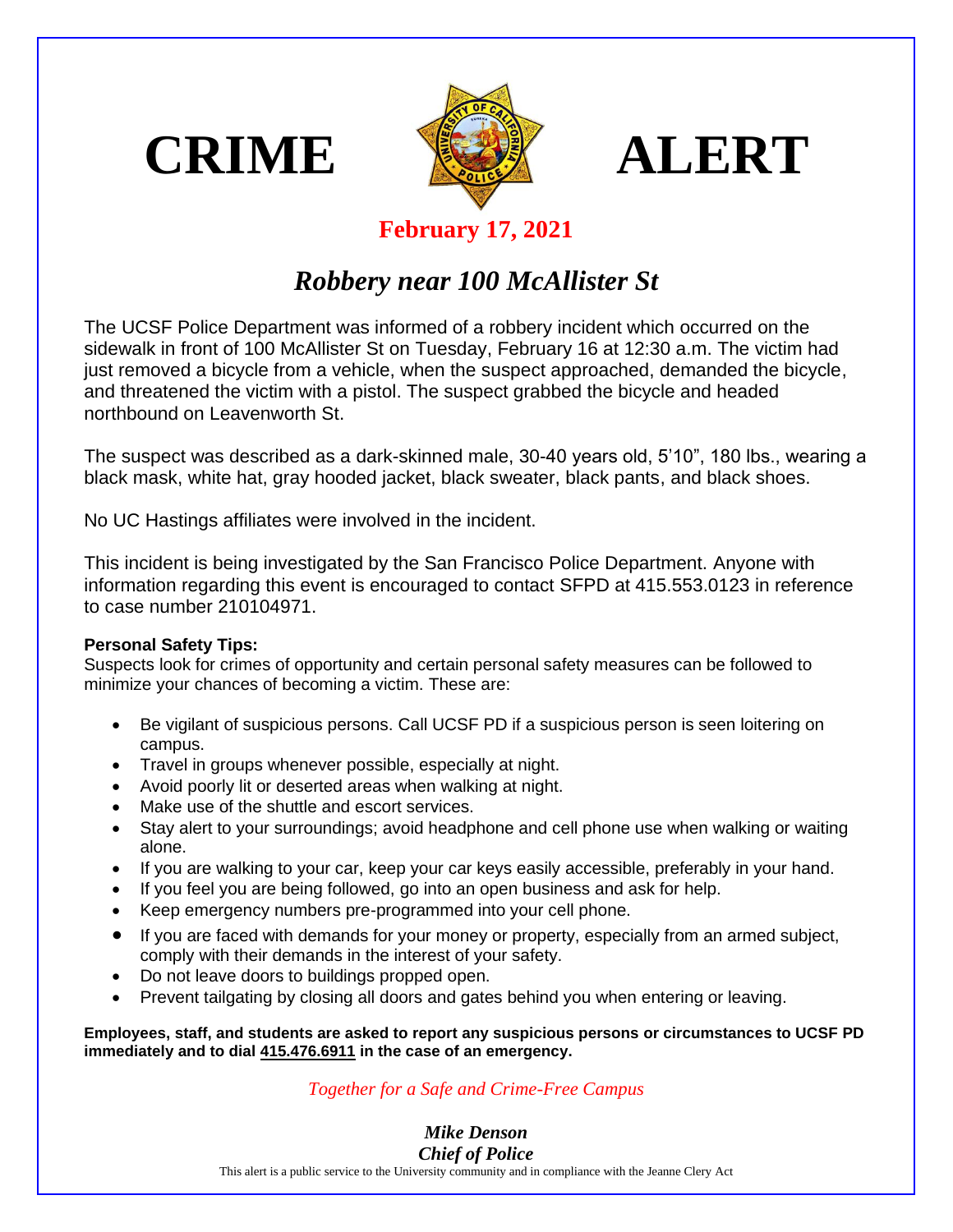# CRIME ALERT

**February 17, 2021**

## *Robbery near 100 McAllister St*

The UCSF Police Department was informed of a robbery incident which occurred on the sidewalk in front of 100 McAllister St on Tuesday, February 16 at 12:30 a.m. The victim had just removed a bicycle from a vehicle, when the suspect approached, demanded the bicycle, and threatened the victim with a pistol. The suspect grabbed the bicycle and headed northbound on Leavenworth St.

The suspect was described as a dark-skinned male, 30-40 years old, 5'10", 180 lbs., wearing a black mask, white hat, gray hooded jacket, black sweater, black pants, and black shoes.

No UC Hastings affiliates were involved in the incident.

This incident is being investigated by the San Francisco Police Department. Anyone with information regarding this event is encouraged to contact SFPD at 415.553.0123 in reference to case number 210104971.

**Personal Safety Tips:**
Suspects look for crimes of opportunity and certain personal safety measures can be followed to minimize your chances of becoming a victim. These are:

- Be vigilant of suspicious persons. Call UCSF PD if a suspicious person is seen loitering on campus.
- Travel in groups whenever possible, especially at night.
- Avoid poorly lit or deserted areas when walking at night.
- Make use of the shuttle and escort services.
- Stay alert to your surroundings; avoid headphone and cell phone use when walking or waiting alone.
- If you are walking to your car, keep your car keys easily accessible, preferably in your hand.
- If you feel you are being followed, go into an open business and ask for help.
- Keep emergency numbers pre-programmed into your cell phone.
- If you are faced with demands for your money or property, especially from an armed subject, comply with their demands in the interest of your safety.
- Do not leave doors to buildings propped open.
- Prevent tailgating by closing all doors and gates behind you when entering or leaving.

**Employees, staff, and students are asked to report any suspicious persons or circumstances to UCSF PD immediately and to dial 415.476.6911 in the case of an emergency.**

*Together for a Safe and Crime-Free Campus*

***Mike Denson***
***Chief of Police***

This alert is a public service to the University community and in compliance with the Jeanne Clery Act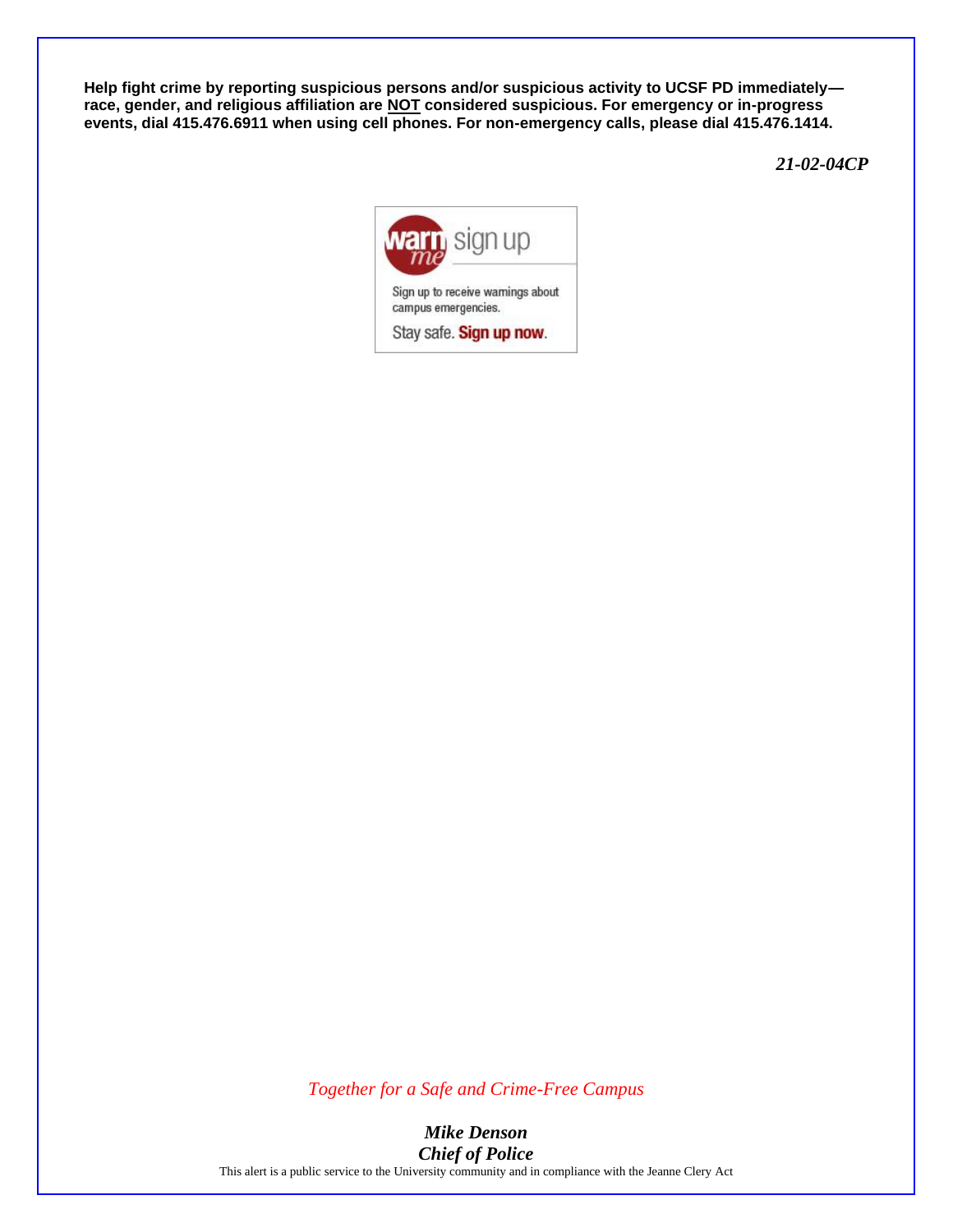**Help fight crime by reporting suspicious persons and/or suspicious activity to UCSF PD immediately—race, gender, and religious affiliation are NOT considered suspicious. For emergency or in-progress events, dial 415.476.6911 when using cell phones. For non-emergency calls, please dial 415.476.1414.**

***21-02-04CP***

warn me sign up

Sign up to receive warnings about campus emergencies.

Stay safe. **Sign up now**.

*Together for a Safe and Crime-Free Campus*

***Mike Denson***
***Chief of Police***

This alert is a public service to the University community and in compliance with the Jeanne Clery Act